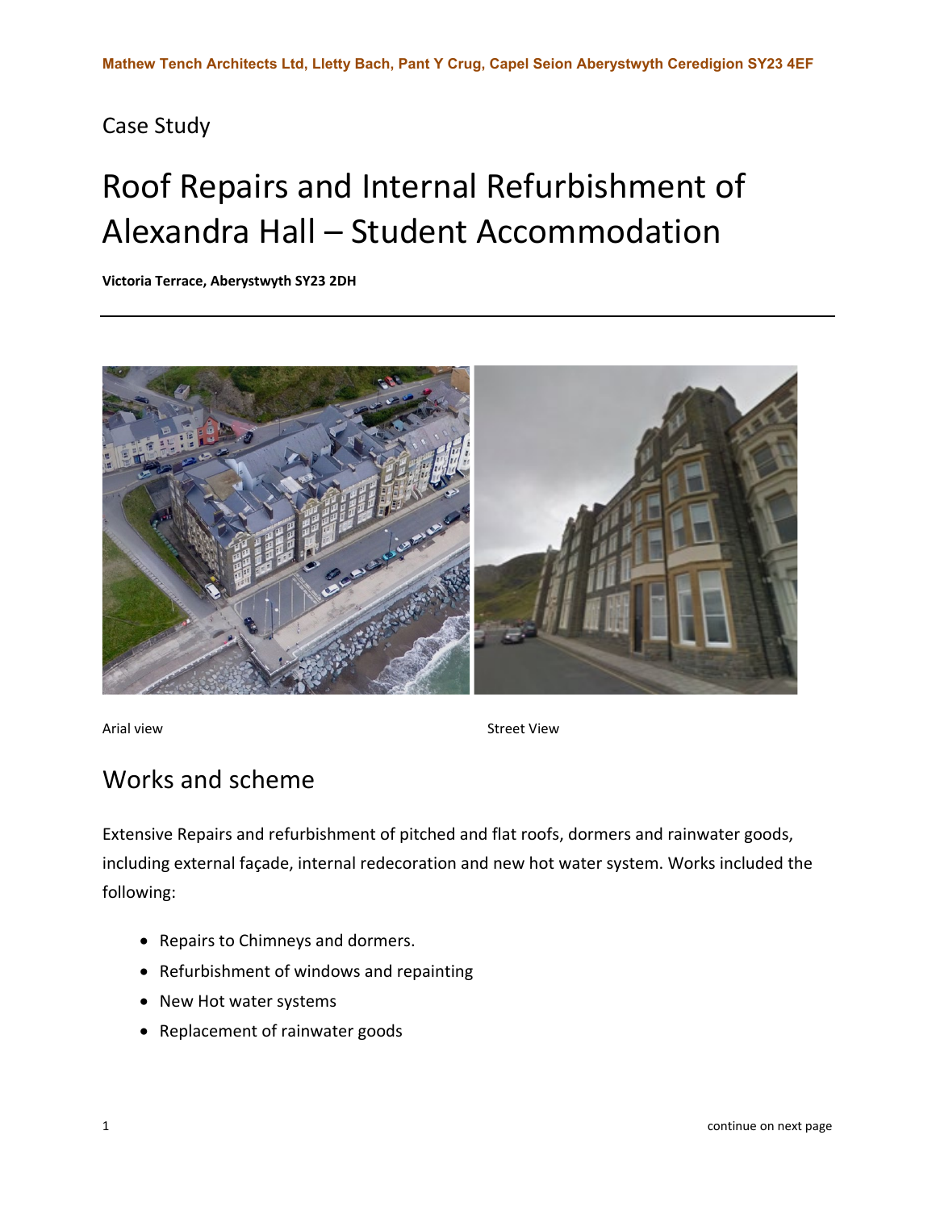Mathew Tench Architects Ltd, Lletty Bach, Pant Y Crug, Capel Seion Aberystwyth Ceredigion SY23 4EF

Case Study

# Roof Repairs and Internal Refurbishment of Alexandra Hall – Student Accommodation

**Victoria Terrace, Aberystwyth SY23 2DH**

---

Arial view

Street View

## Works and scheme

Extensive Repairs and refurbishment of pitched and flat roofs, dormers and rainwater goods, including external façade, internal redecoration and new hot water system. Works included the following:

- Repairs to Chimneys and dormers.
- Refurbishment of windows and repainting
- New Hot water systems
- Replacement of rainwater goods

continue on next page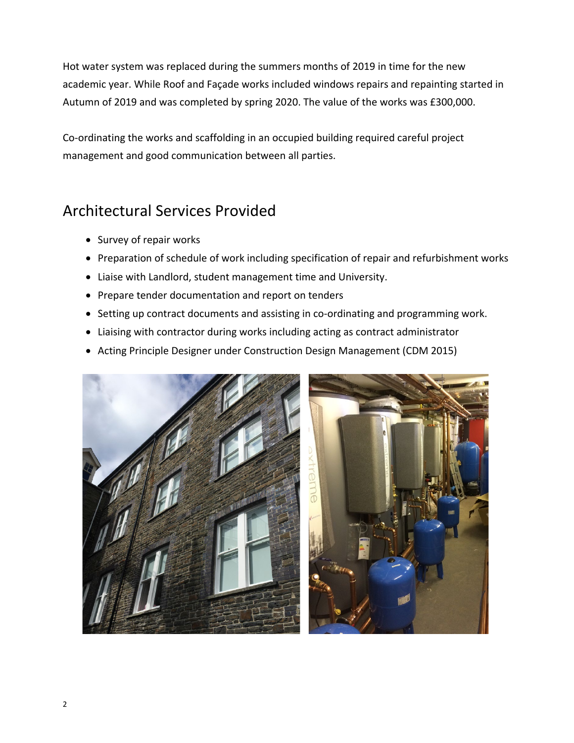Hot water system was replaced during the summers months of 2019 in time for the new academic year. While Roof and Façade works included windows repairs and repainting started in Autumn of 2019 and was completed by spring 2020. The value of the works was £300,000.

Co-ordinating the works and scaffolding in an occupied building required careful project management and good communication between all parties.

## Architectural Services Provided

- Survey of repair works
- Preparation of schedule of work including specification of repair and refurbishment works
- Liaise with Landlord, student management time and University.
- Prepare tender documentation and report on tenders
- Setting up contract documents and assisting in co-ordinating and programming work.
- Liaising with contractor during works including acting as contract administrator
- Acting Principle Designer under Construction Design Management (CDM 2015)